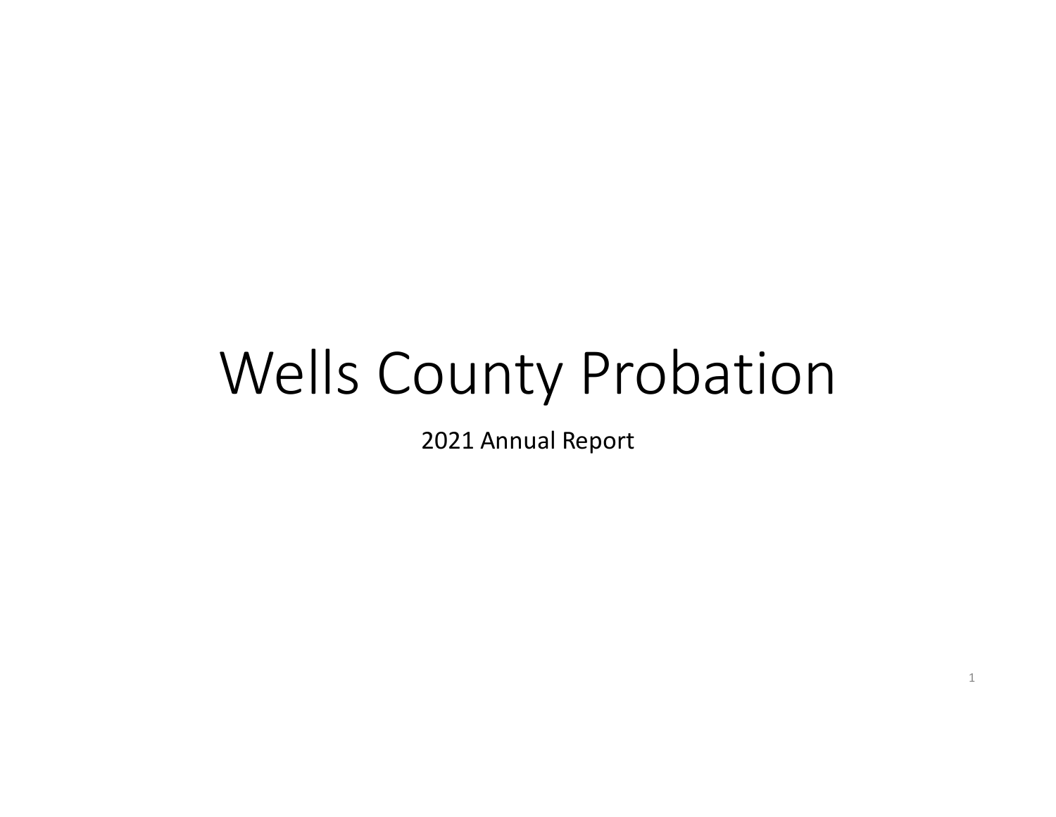# Wells County Probation

2021 Annual Report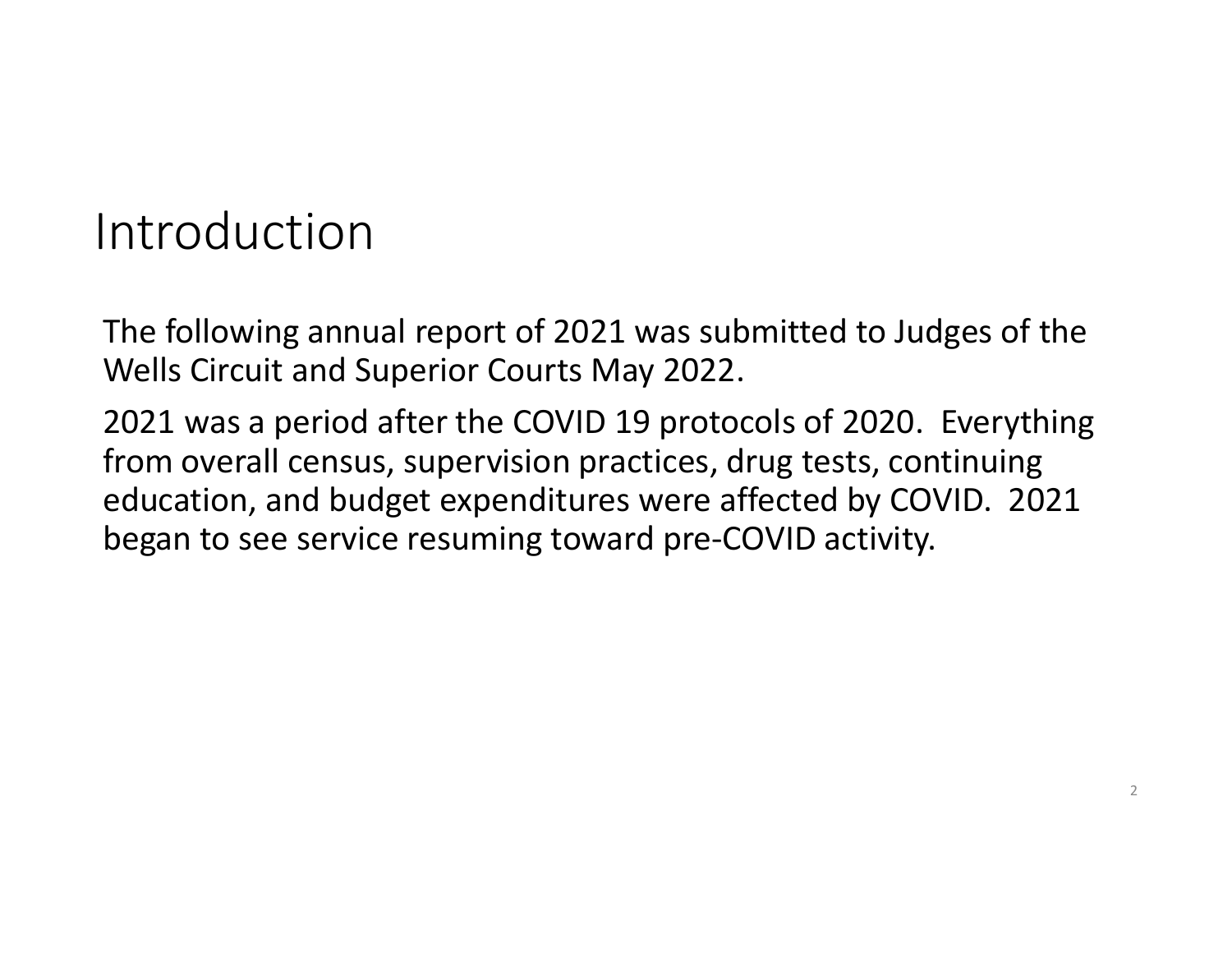# Introduction

The following annual report of 2021 was submitted to Judges of the Wells Circuit and Superior Courts May 2022.

2021 was a period after the COVID 19 protocols of 2020. Everything from overall census, supervision practices, drug tests, continuing education, and budget expenditures were affected by COVID. 2021 began to see service resuming toward pre-COVID activity.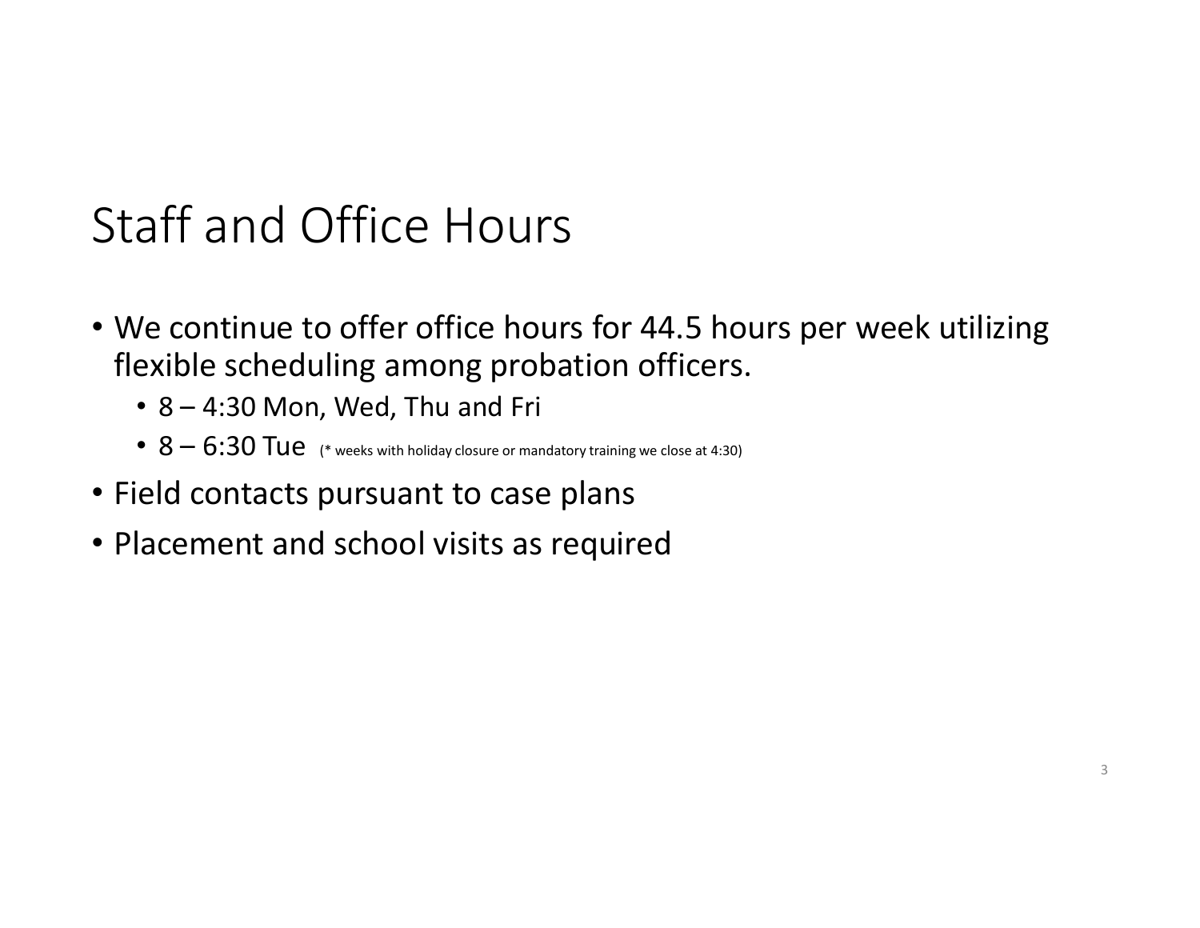# Staff and Office Hours

- We continue to offer office hours for 44.5 hours per week utilizing flexible scheduling among probation officers.
  - 8 – 4:30 Mon, Wed, Thu and Fri
  - 8 – 6:30 Tue (* weeks with holiday closure or mandatory training we close at 4:30)
- Field contacts pursuant to case plans
- Placement and school visits as required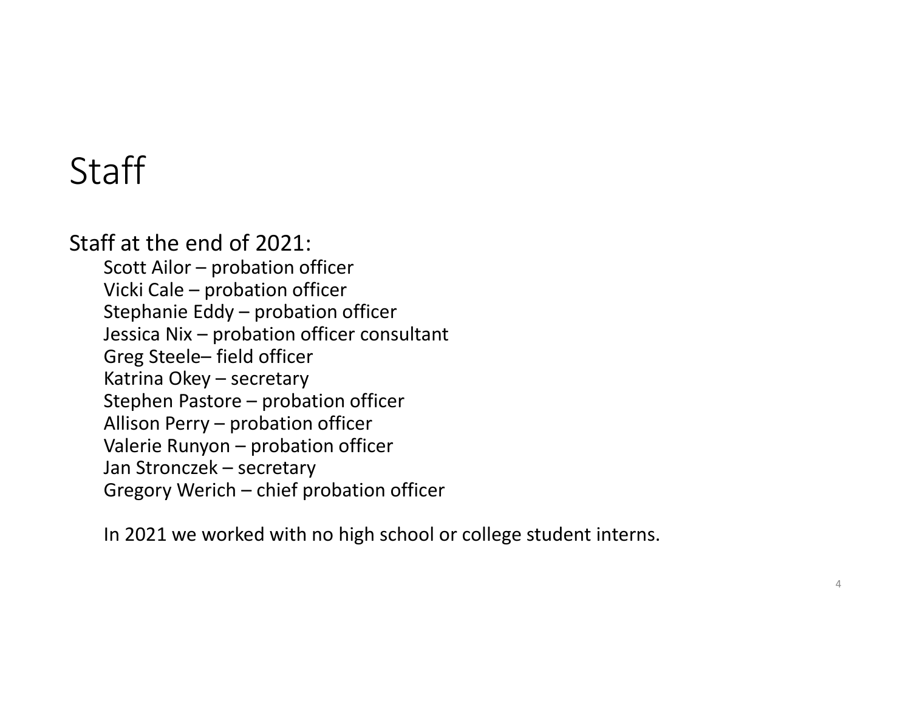# Staff

Staff at the end of 2021:

Scott Ailor – probation officer
Vicki Cale – probation officer
Stephanie Eddy – probation officer
Jessica Nix – probation officer consultant
Greg Steele– field officer
Katrina Okey – secretary
Stephen Pastore – probation officer
Allison Perry – probation officer
Valerie Runyon – probation officer
Jan Stronczek – secretary
Gregory Werich – chief probation officer

In 2021 we worked with no high school or college student interns.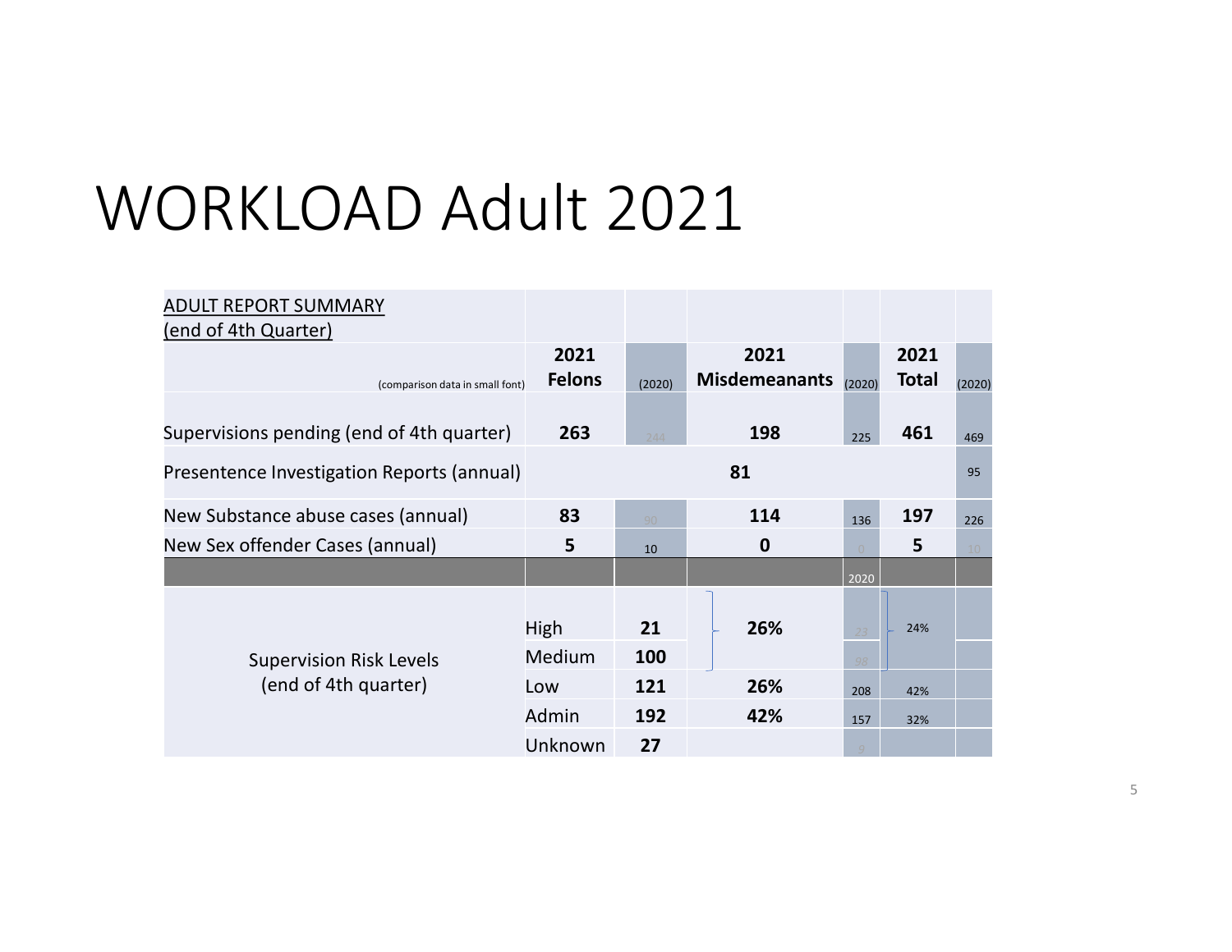# WORKLOAD Adult 2021

| ADULT REPORT SUMMARY (end of 4th Quarter) | | | | | | |
|---|---|---|---|---|---|---|
| (comparison data in small font) | 2021 Felons | (2020) | 2021 Misdemeanants | (2020) | 2021 Total | (2020) |
| Supervisions pending (end of 4th quarter) | 263 | 244 | 198 | 225 | 461 | 469 |
| Presentence Investigation Reports (annual) | | | 81 | | | 95 |
| New Substance abuse cases (annual) | 83 | 90 | 114 | 136 | 197 | 226 |
| New Sex offender Cases (annual) | 5 | 10 | 0 | 0 | 5 | 10 |
| | | | | 2020 | | |
| Supervision Risk Levels (end of 4th quarter) | High | 21 | 26% | 23 | 24% | |
| | Medium | 100 | | 98 | | |
| | Low | 121 | 26% | 208 | 42% | |
| | Admin | 192 | 42% | 157 | 32% | |
| | Unknown | 27 | | 9 | | |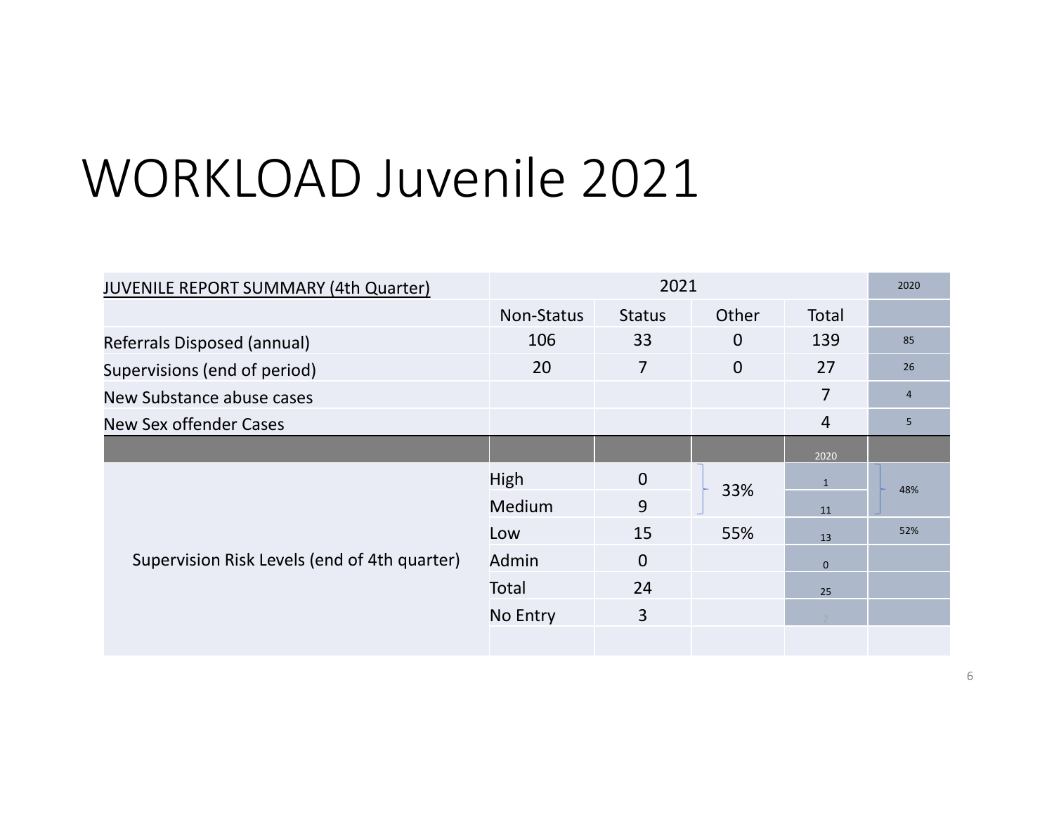# WORKLOAD Juvenile 2021

| JUVENILE REPORT SUMMARY (4th Quarter) | 2021 | | | | 2020 |
|---|---|---|---|---|---|
| | Non-Status | Status | Other | Total | |
| Referrals Disposed (annual) | 106 | 33 | 0 | 139 | 85 |
| Supervisions (end of period) | 20 | 7 | 0 | 27 | 26 |
| New Substance abuse cases | | | | 7 | 4 |
| New Sex offender Cases | | | | 4 | 5 |
| | | | | 2020 | |
| Supervision Risk Levels (end of 4th quarter) | High | 0 | 33% | 1 | 48% |
| | Medium | 9 | | 11 | |
| | Low | 15 | 55% | 13 | 52% |
| | Admin | 0 | | 0 | |
| | Total | 24 | | 25 | |
| | No Entry | 3 | | 2 | |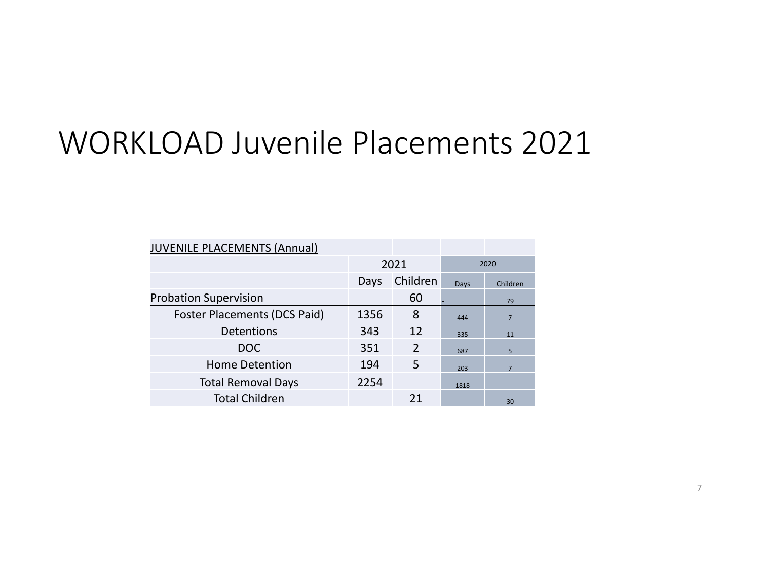# WORKLOAD Juvenile Placements 2021

| JUVENILE PLACEMENTS (Annual) | | | | |
|---|---|---|---|---|
| | 2021 | | 2020 | |
| | Days | Children | Days | Children |
| Probation Supervision | | 60 | - | 79 |
| Foster Placements (DCS Paid) | 1356 | 8 | 444 | 7 |
| Detentions | 343 | 12 | 335 | 11 |
| DOC | 351 | 2 | 687 | 5 |
| Home Detention | 194 | 5 | 203 | 7 |
| Total Removal Days | 2254 | | 1818 | |
| Total Children | | 21 | | 30 |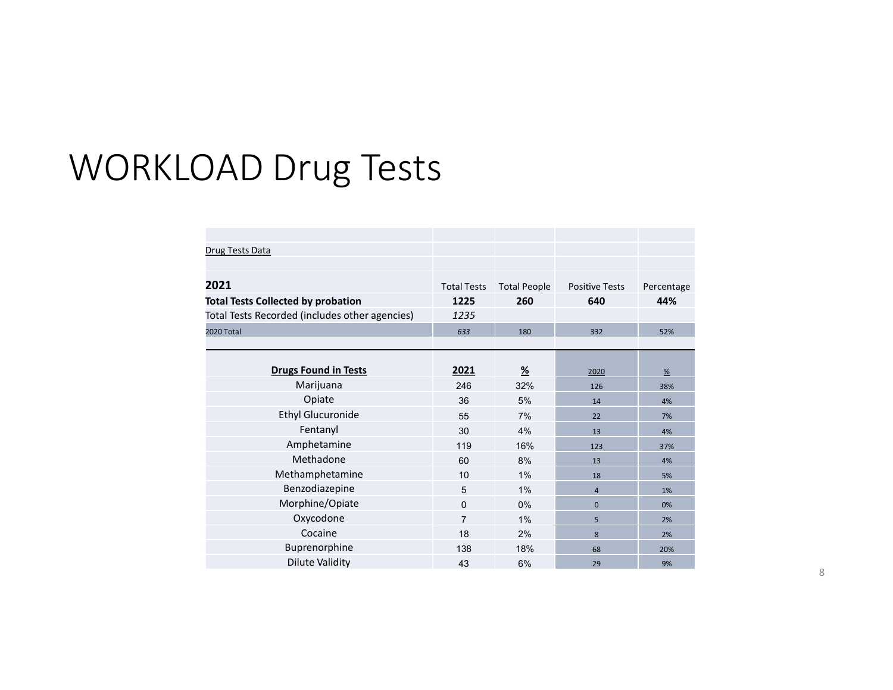# WORKLOAD Drug Tests

| Drug Tests Data | | | | |
|---|---|---|---|---|
| **2021** | Total Tests | Total People | Positive Tests | Percentage |
| **Total Tests Collected by probation** | **1225** | **260** | **640** | **44%** |
| Total Tests Recorded (includes other agencies) | *1235* | | | |
| 2020 Total | *633* | 180 | 332 | 52% |

| **Drugs Found in Tests** | **2021** | **%** | 2020 | % |
|---|---|---|---|---|
| Marijuana | 246 | 32% | 126 | 38% |
| Opiate | 36 | 5% | 14 | 4% |
| Ethyl Glucuronide | 55 | 7% | 22 | 7% |
| Fentanyl | 30 | 4% | 13 | 4% |
| Amphetamine | 119 | 16% | 123 | 37% |
| Methadone | 60 | 8% | 13 | 4% |
| Methamphetamine | 10 | 1% | 18 | 5% |
| Benzodiazepine | 5 | 1% | 4 | 1% |
| Morphine/Opiate | 0 | 0% | 0 | 0% |
| Oxycodone | 7 | 1% | 5 | 2% |
| Cocaine | 18 | 2% | 8 | 2% |
| Buprenorphine | 138 | 18% | 68 | 20% |
| Dilute Validity | 43 | 6% | 29 | 9% |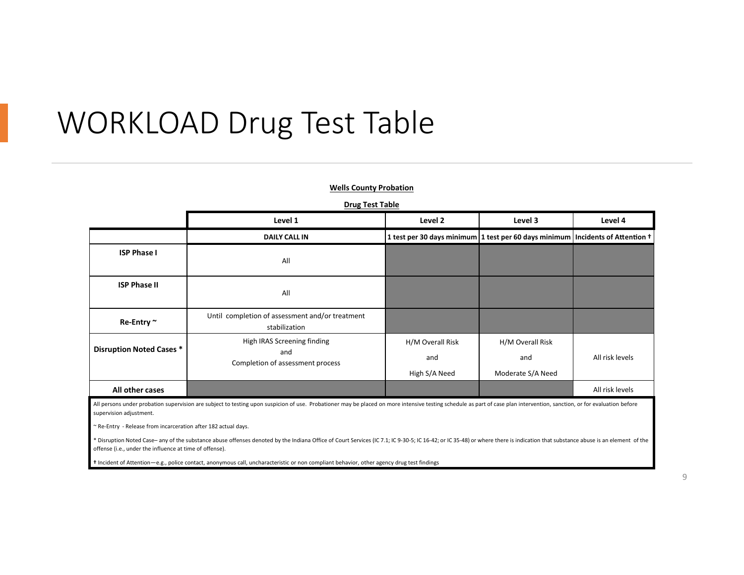# WORKLOAD Drug Test Table

**Wells County Probation**

**Drug Test Table**

| | Level 1 | Level 2 | Level 3 | Level 4 |
|---|---|---|---|---|
| | **DAILY CALL IN** | **1 test per 30 days minimum** | **1 test per 60 days minimum** | **Incidents of Attention †** |
| **ISP Phase I** | All | | | |
| **ISP Phase II** | All | | | |
| **Re-Entry ~** | Until completion of assessment and/or treatment stabilization | | | |
| **Disruption Noted Cases *** | High IRAS Screening finding and Completion of assessment process | H/M Overall Risk and High S/A Need | H/M Overall Risk and Moderate S/A Need | All risk levels |
| **All other cases** | | | | All risk levels |

All persons under probation supervision are subject to testing upon suspicion of use. Probationer may be placed on more intensive testing schedule as part of case plan intervention, sanction, or for evaluation before supervision adjustment.

~ Re-Entry - Release from incarceration after 182 actual days.

* Disruption Noted Case– any of the substance abuse offenses denoted by the Indiana Office of Court Services (IC 7.1; IC 9-30-5; IC 16-42; or IC 35-48) or where there is indication that substance abuse is an element of the offense (i.e., under the influence at time of offense).

† Incident of Attention—e.g., police contact, anonymous call, uncharacteristic or non compliant behavior, other agency drug test findings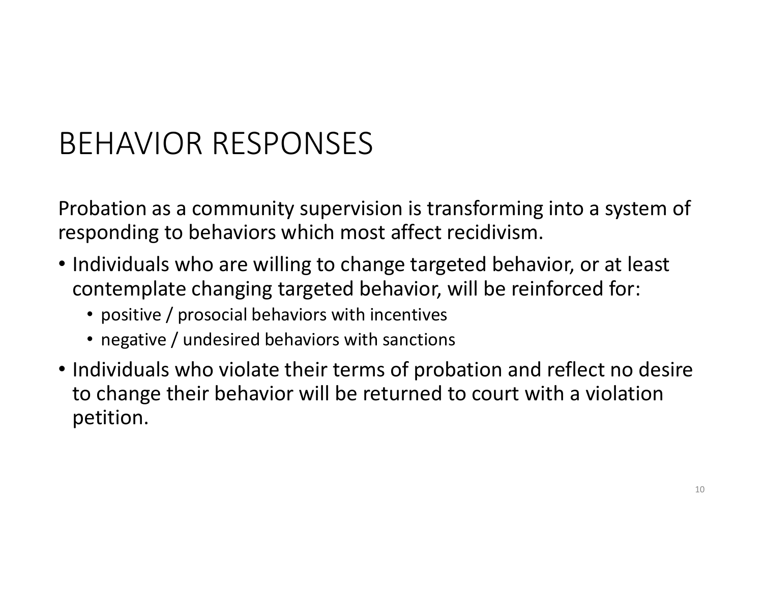# BEHAVIOR RESPONSES

Probation as a community supervision is transforming into a system of responding to behaviors which most affect recidivism.

- Individuals who are willing to change targeted behavior, or at least contemplate changing targeted behavior, will be reinforced for:
  - positive / prosocial behaviors with incentives
  - negative / undesired behaviors with sanctions
- Individuals who violate their terms of probation and reflect no desire to change their behavior will be returned to court with a violation petition.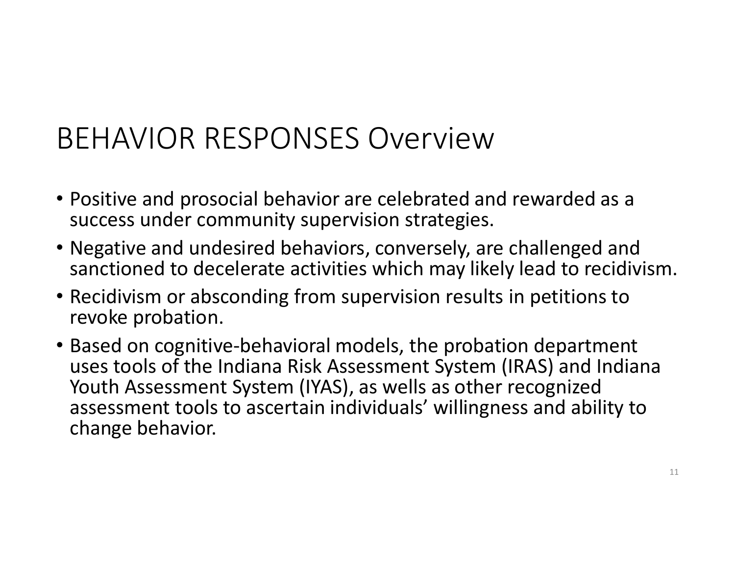# BEHAVIOR RESPONSES Overview

- Positive and prosocial behavior are celebrated and rewarded as a success under community supervision strategies.
- Negative and undesired behaviors, conversely, are challenged and sanctioned to decelerate activities which may likely lead to recidivism.
- Recidivism or absconding from supervision results in petitions to revoke probation.
- Based on cognitive-behavioral models, the probation department uses tools of the Indiana Risk Assessment System (IRAS) and Indiana Youth Assessment System (IYAS), as wells as other recognized assessment tools to ascertain individuals' willingness and ability to change behavior.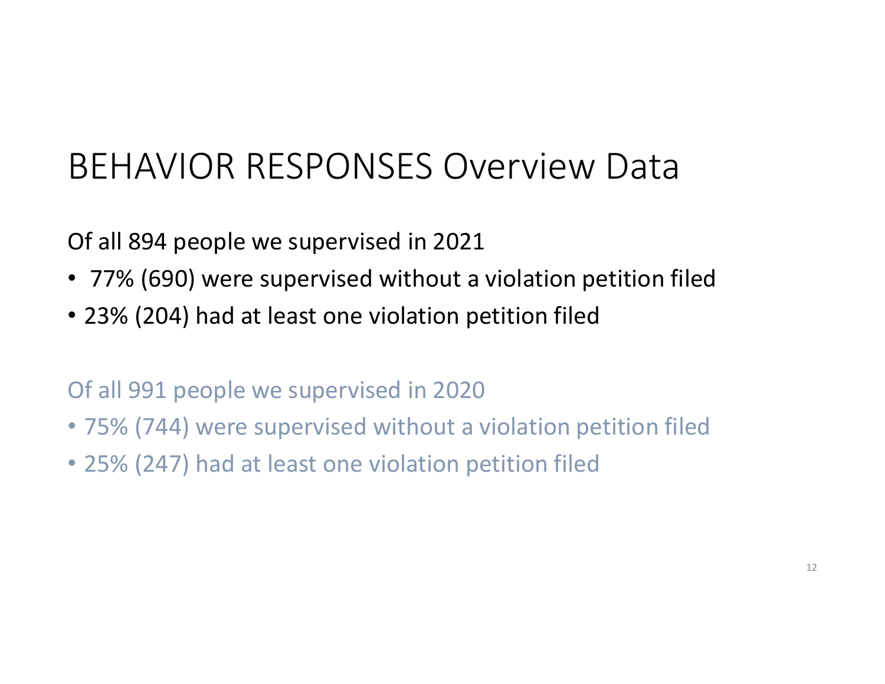# BEHAVIOR RESPONSES Overview Data

Of all 894 people we supervised in 2021

- 77% (690) were supervised without a violation petition filed
- 23% (204) had at least one violation petition filed

Of all 991 people we supervised in 2020

- 75% (744) were supervised without a violation petition filed
- 25% (247) had at least one violation petition filed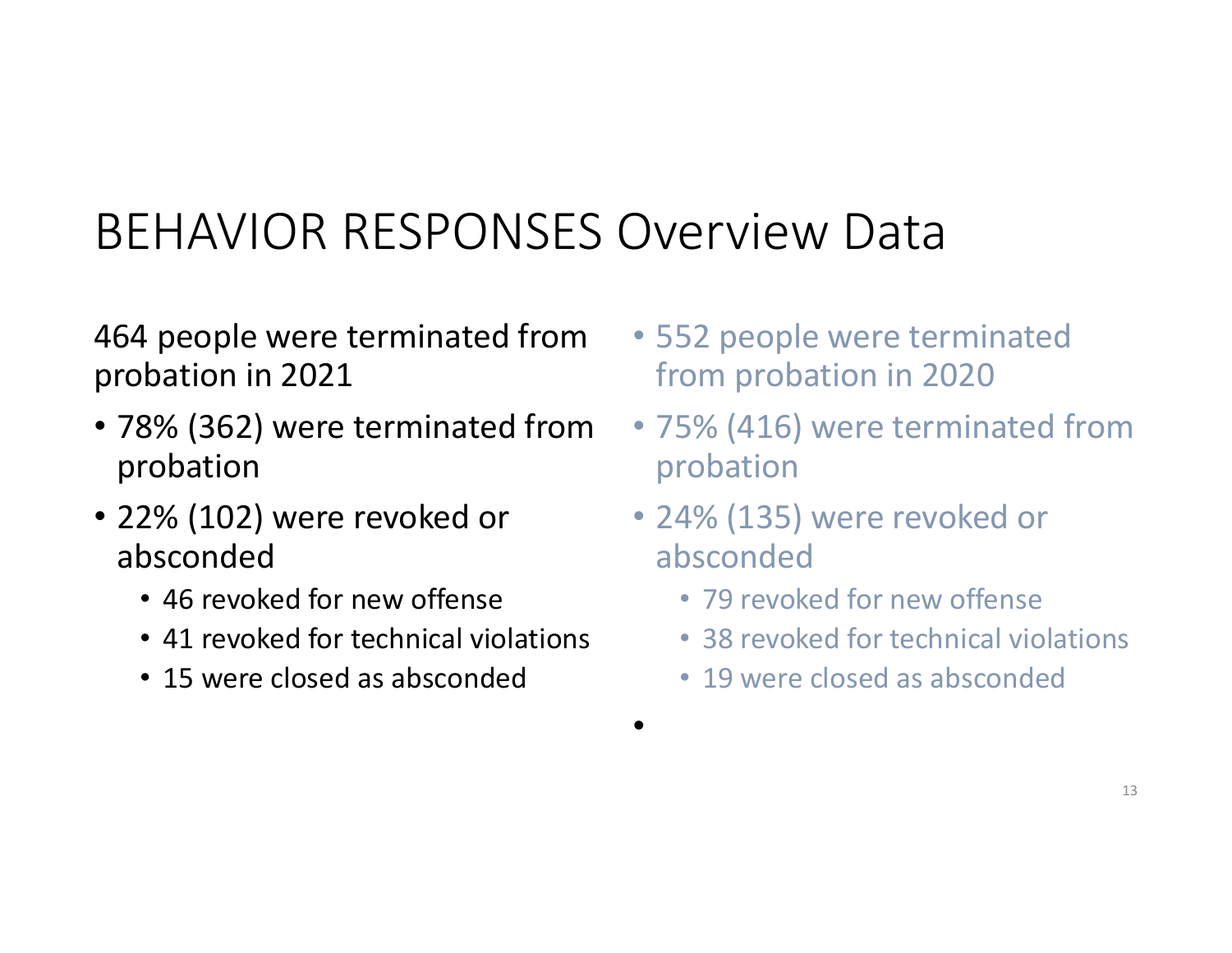# BEHAVIOR RESPONSES Overview Data

464 people were terminated from probation in 2021

- 78% (362) were terminated from probation
- 22% (102) were revoked or absconded
  - 46 revoked for new offense
  - 41 revoked for technical violations
  - 15 were closed as absconded

- 552 people were terminated from probation in 2020
- 75% (416) were terminated from probation
- 24% (135) were revoked or absconded
  - 79 revoked for new offense
  - 38 revoked for technical violations
  - 19 were closed as absconded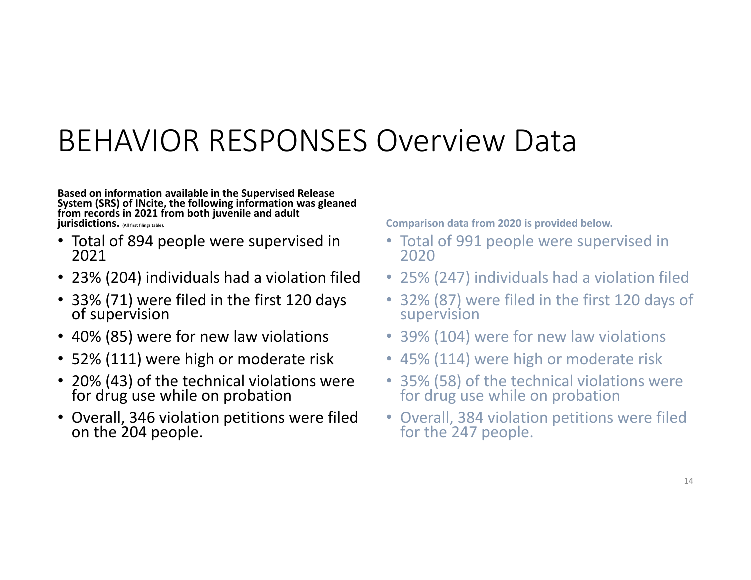# BEHAVIOR RESPONSES Overview Data

**Based on information available in the Supervised Release System (SRS) of INcite, the following information was gleaned from records in 2021 from both juvenile and adult jurisdictions.** (All first filings table).

- Total of 894 people were supervised in 2021
- 23% (204) individuals had a violation filed
- 33% (71) were filed in the first 120 days of supervision
- 40% (85) were for new law violations
- 52% (111) were high or moderate risk
- 20% (43) of the technical violations were for drug use while on probation
- Overall, 346 violation petitions were filed on the 204 people.

**Comparison data from 2020 is provided below.**

- Total of 991 people were supervised in 2020
- 25% (247) individuals had a violation filed
- 32% (87) were filed in the first 120 days of supervision
- 39% (104) were for new law violations
- 45% (114) were high or moderate risk
- 35% (58) of the technical violations were for drug use while on probation
- Overall, 384 violation petitions were filed for the 247 people.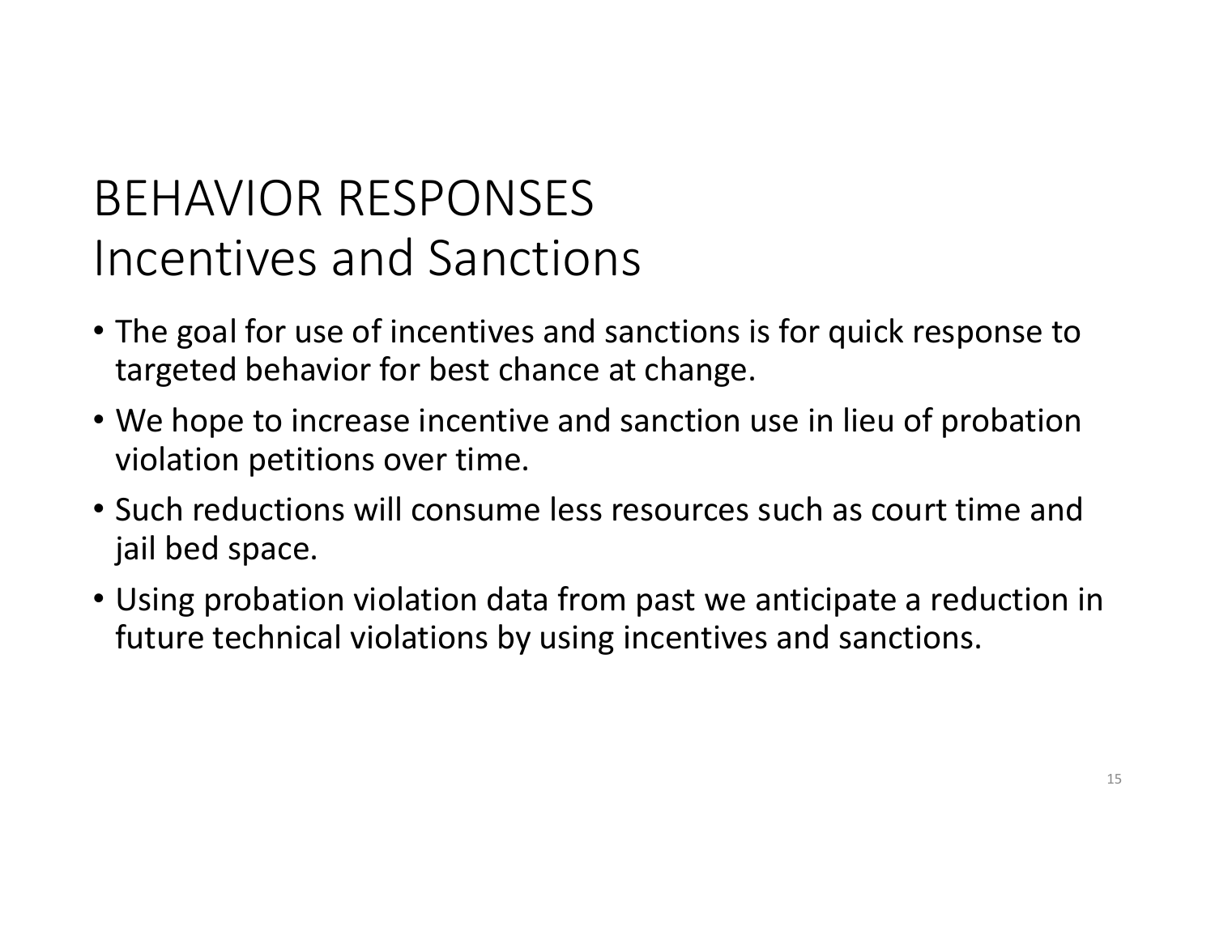# BEHAVIOR RESPONSES
## Incentives and Sanctions

- The goal for use of incentives and sanctions is for quick response to targeted behavior for best chance at change.
- We hope to increase incentive and sanction use in lieu of probation violation petitions over time.
- Such reductions will consume less resources such as court time and jail bed space.
- Using probation violation data from past we anticipate a reduction in future technical violations by using incentives and sanctions.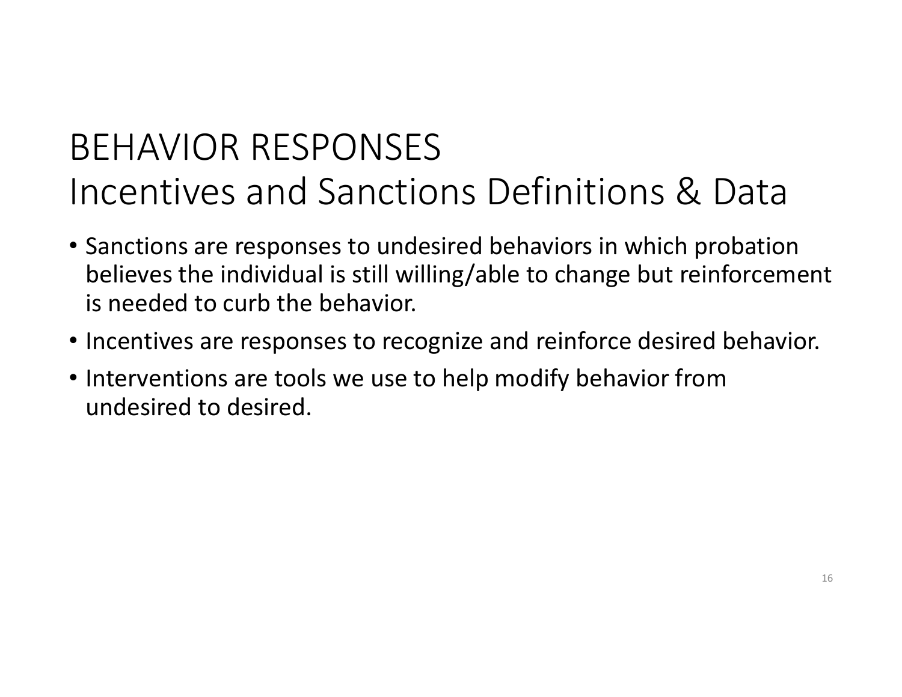# BEHAVIOR RESPONSES
# Incentives and Sanctions Definitions & Data

- Sanctions are responses to undesired behaviors in which probation believes the individual is still willing/able to change but reinforcement is needed to curb the behavior.
- Incentives are responses to recognize and reinforce desired behavior.
- Interventions are tools we use to help modify behavior from undesired to desired.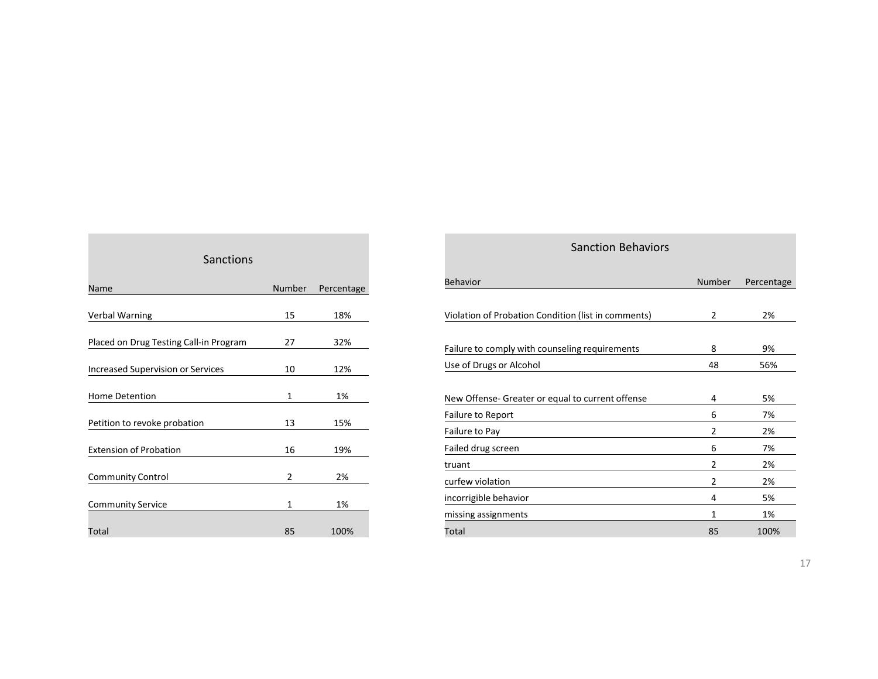## Sanctions

| Name | Number | Percentage |
|---|---|---|
| Verbal Warning | 15 | 18% |
| Placed on Drug Testing Call-in Program | 27 | 32% |
| Increased Supervision or Services | 10 | 12% |
| Home Detention | 1 | 1% |
| Petition to revoke probation | 13 | 15% |
| Extension of Probation | 16 | 19% |
| Community Control | 2 | 2% |
| Community Service | 1 | 1% |
| Total | 85 | 100% |

## Sanction Behaviors

| Behavior | Number | Percentage |
|---|---|---|
| Violation of Probation Condition (list in comments) | 2 | 2% |
| Failure to comply with counseling requirements | 8 | 9% |
| Use of Drugs or Alcohol | 48 | 56% |
| New Offense- Greater or equal to current offense | 4 | 5% |
| Failure to Report | 6 | 7% |
| Failure to Pay | 2 | 2% |
| Failed drug screen | 6 | 7% |
| truant | 2 | 2% |
| curfew violation | 2 | 2% |
| incorrigible behavior | 4 | 5% |
| missing assignments | 1 | 1% |
| Total | 85 | 100% |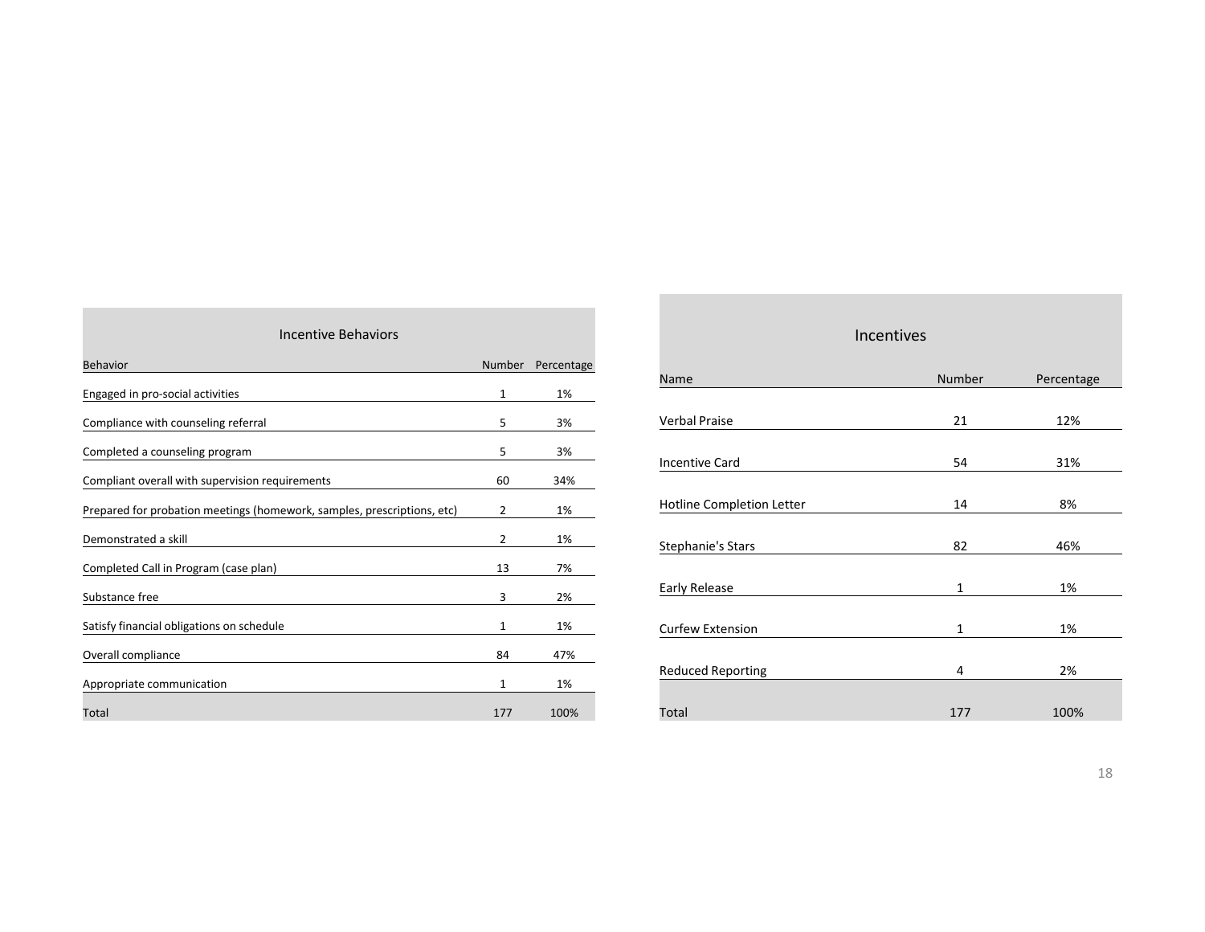### Incentive Behaviors

| Behavior | Number | Percentage |
|---|---|---|
| Engaged in pro-social activities | 1 | 1% |
| Compliance with counseling referral | 5 | 3% |
| Completed a counseling program | 5 | 3% |
| Compliant overall with supervision requirements | 60 | 34% |
| Prepared for probation meetings (homework, samples, prescriptions, etc) | 2 | 1% |
| Demonstrated a skill | 2 | 1% |
| Completed Call in Program (case plan) | 13 | 7% |
| Substance free | 3 | 2% |
| Satisfy financial obligations on schedule | 1 | 1% |
| Overall compliance | 84 | 47% |
| Appropriate communication | 1 | 1% |
| Total | 177 | 100% |

### Incentives

| Name | Number | Percentage |
|---|---|---|
| Verbal Praise | 21 | 12% |
| Incentive Card | 54 | 31% |
| Hotline Completion Letter | 14 | 8% |
| Stephanie's Stars | 82 | 46% |
| Early Release | 1 | 1% |
| Curfew Extension | 1 | 1% |
| Reduced Reporting | 4 | 2% |
| Total | 177 | 100% |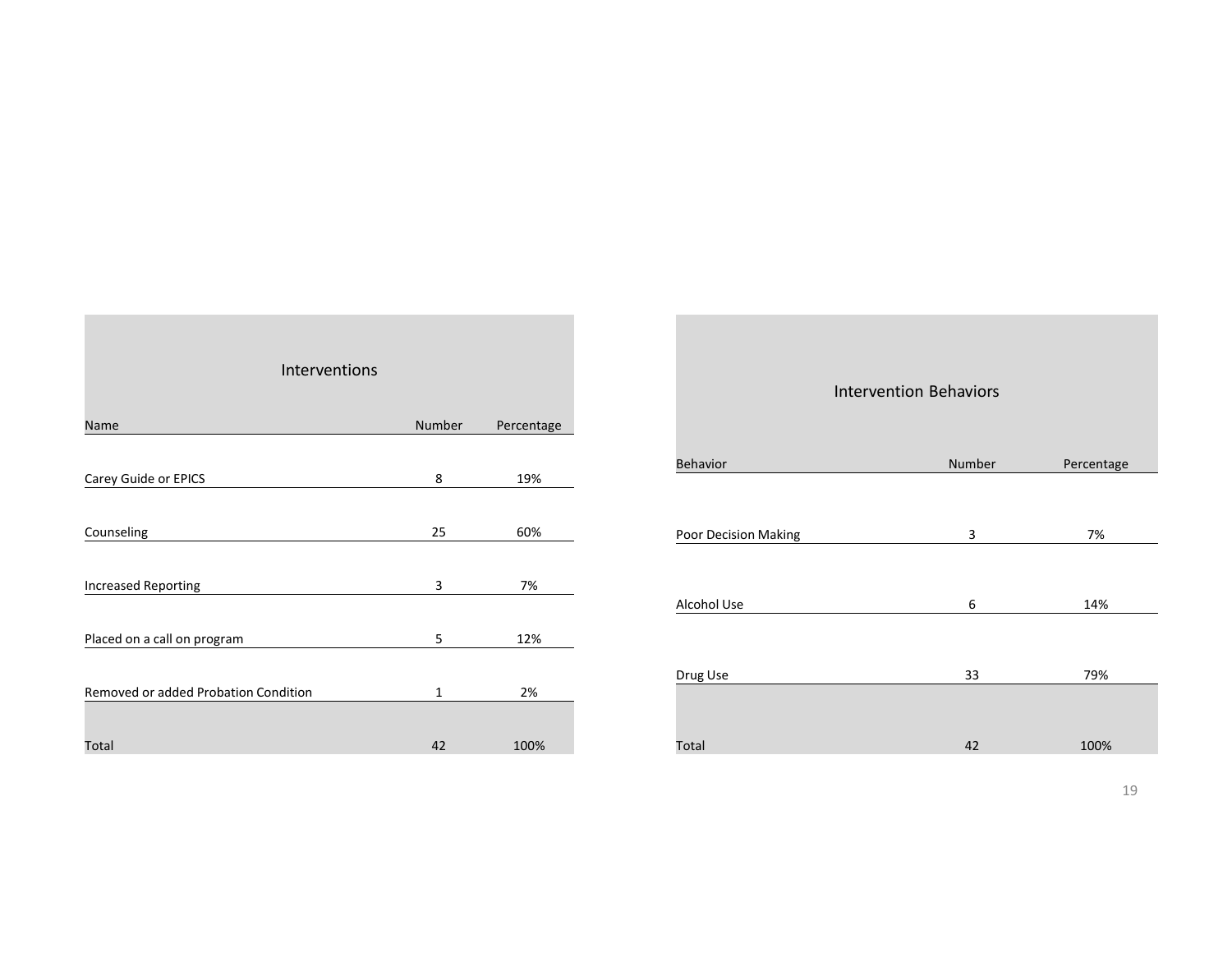### Interventions

| Name | Number | Percentage |
|---|---|---|
| Carey Guide or EPICS | 8 | 19% |
| Counseling | 25 | 60% |
| Increased Reporting | 3 | 7% |
| Placed on a call on program | 5 | 12% |
| Removed or added Probation Condition | 1 | 2% |
| Total | 42 | 100% |

### Intervention Behaviors

| Behavior | Number | Percentage |
|---|---|---|
| Poor Decision Making | 3 | 7% |
| Alcohol Use | 6 | 14% |
| Drug Use | 33 | 79% |
| Total | 42 | 100% |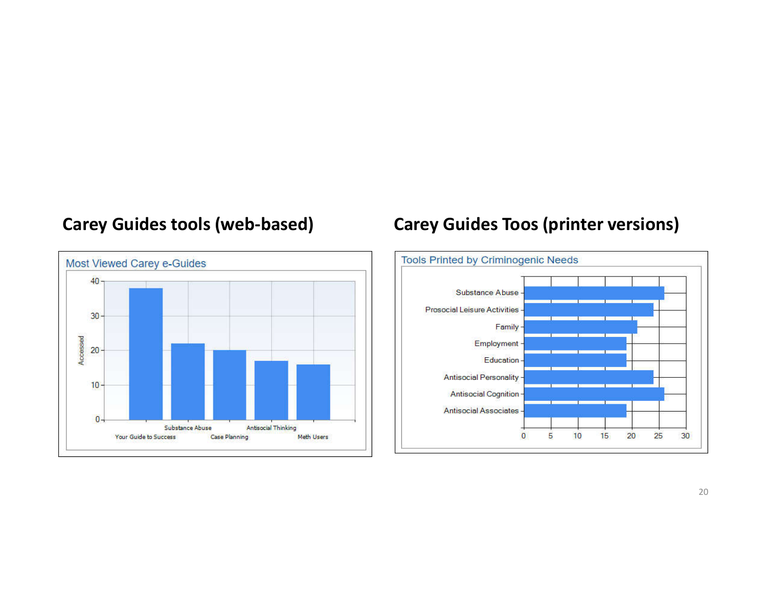## Carey Guides tools (web-based)

Most Viewed Carey e-Guides

| Guide | Accessed |
|---|---|
| Your Guide to Success | 38 |
| Substance Abuse | 22 |
| Case Planning | 20 |
| Antisocial Thinking | 17 |
| Meth Users | 16 |

## Carey Guides Toos (printer versions)

Tools Printed by Criminogenic Needs

| Criminogenic Need | Printed |
|---|---|
| Substance Abuse | 26 |
| Prosocial Leisure Activities | 24 |
| Family | 21 |
| Employment | 19 |
| Education | 19 |
| Antisocial Personality | 24 |
| Antisocial Cognition | 26 |
| Antisocial Associates | 19 |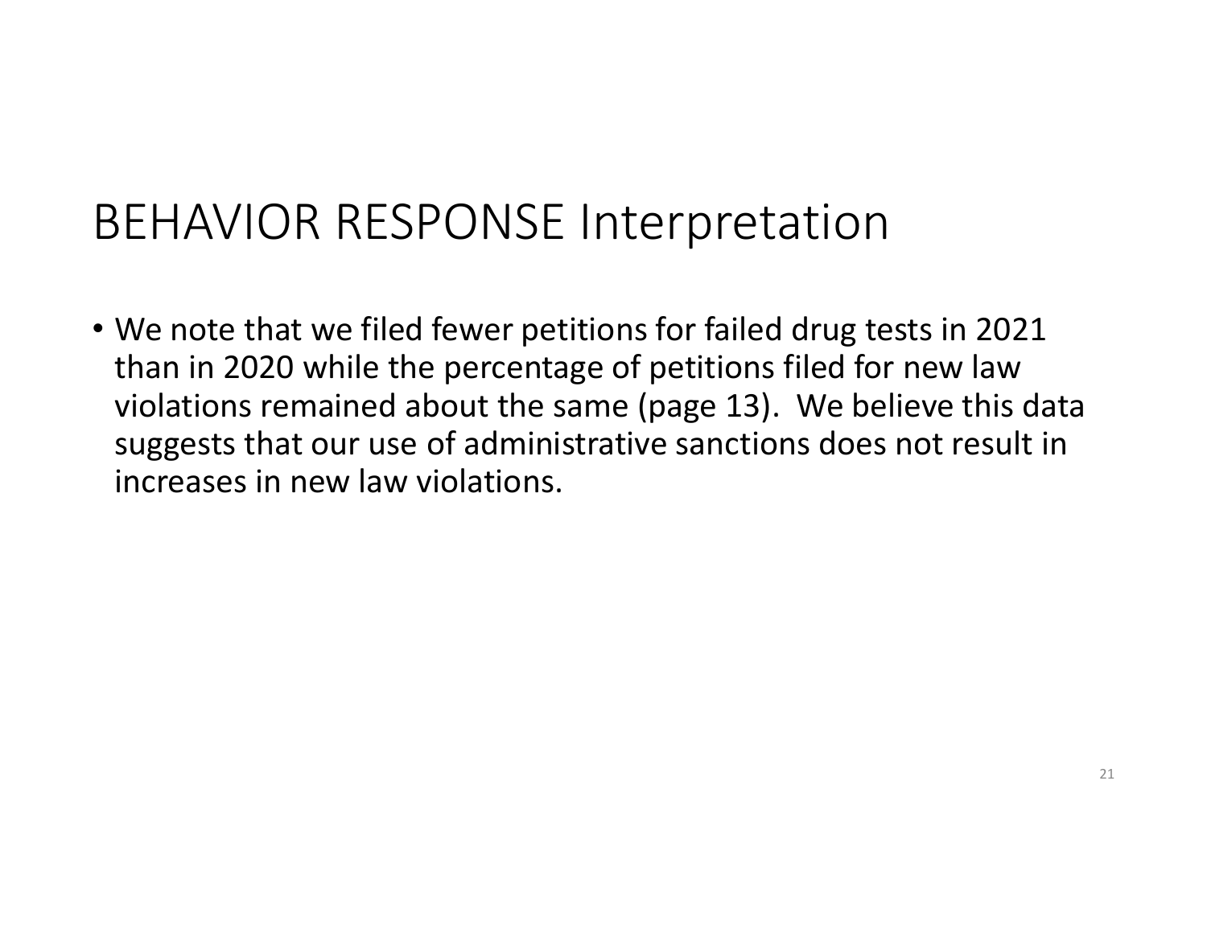# BEHAVIOR RESPONSE Interpretation

- We note that we filed fewer petitions for failed drug tests in 2021 than in 2020 while the percentage of petitions filed for new law violations remained about the same (page 13). We believe this data suggests that our use of administrative sanctions does not result in increases in new law violations.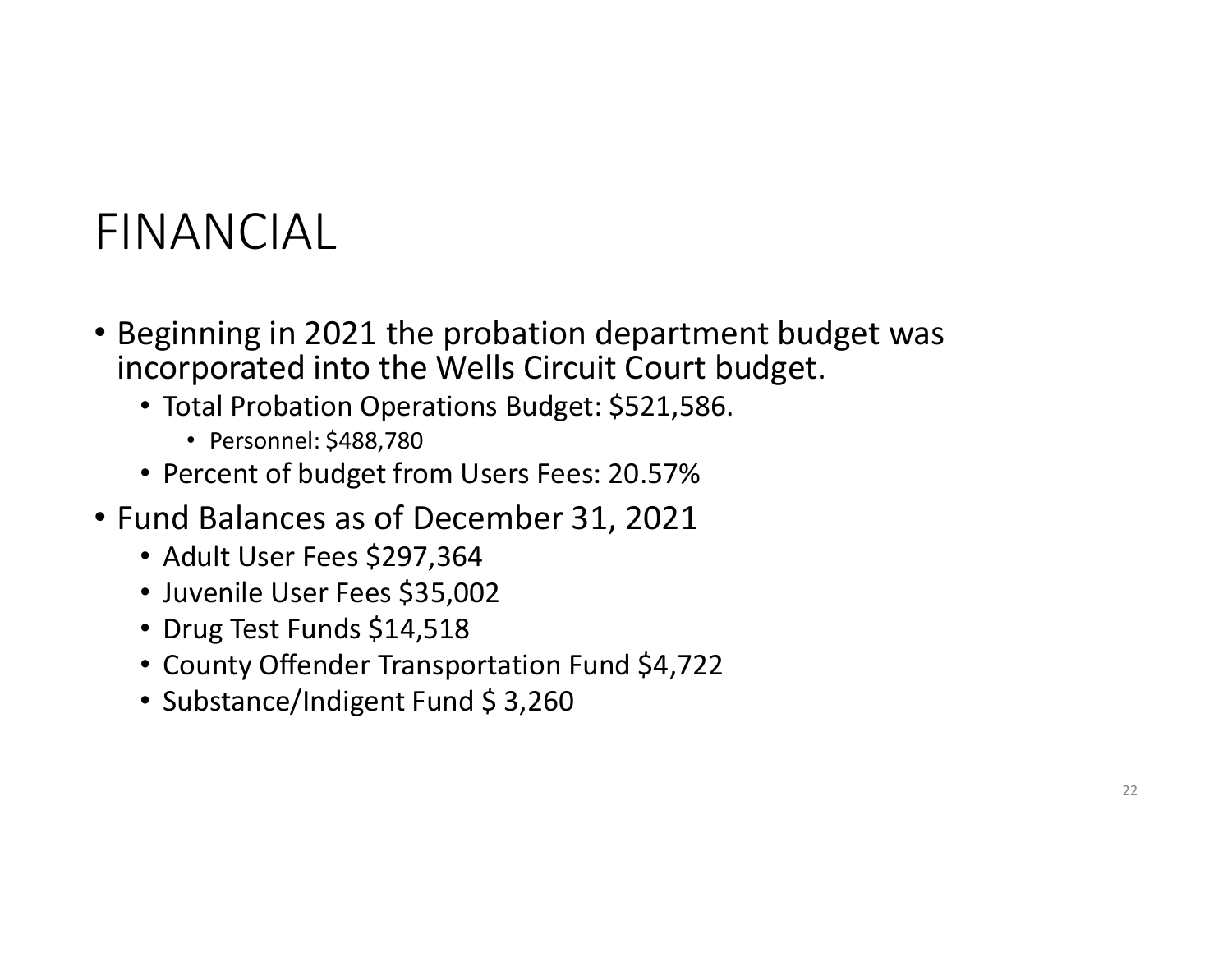# FINANCIAL

- Beginning in 2021 the probation department budget was incorporated into the Wells Circuit Court budget.
  - Total Probation Operations Budget: $521,586.
    - Personnel: $488,780
  - Percent of budget from Users Fees: 20.57%
- Fund Balances as of December 31, 2021
  - Adult User Fees $297,364
  - Juvenile User Fees $35,002
  - Drug Test Funds $14,518
  - County Offender Transportation Fund $4,722
  - Substance/Indigent Fund $ 3,260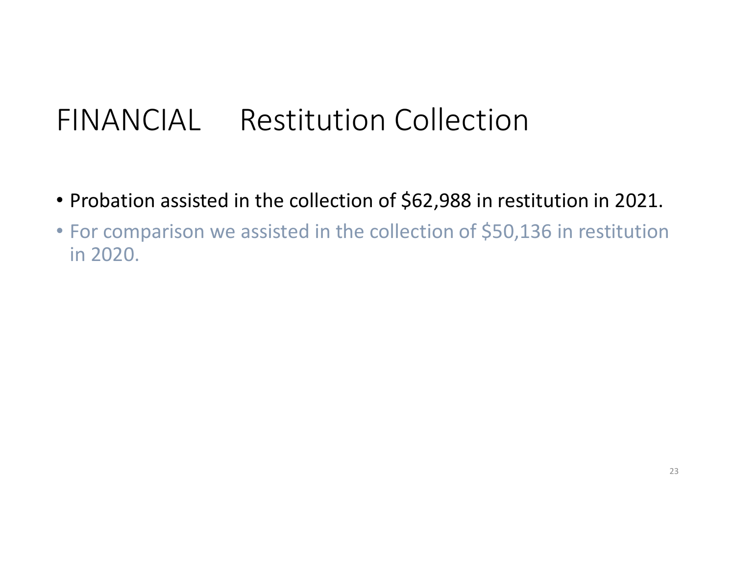# FINANCIAL Restitution Collection

- Probation assisted in the collection of $62,988 in restitution in 2021.
- For comparison we assisted in the collection of $50,136 in restitution in 2020.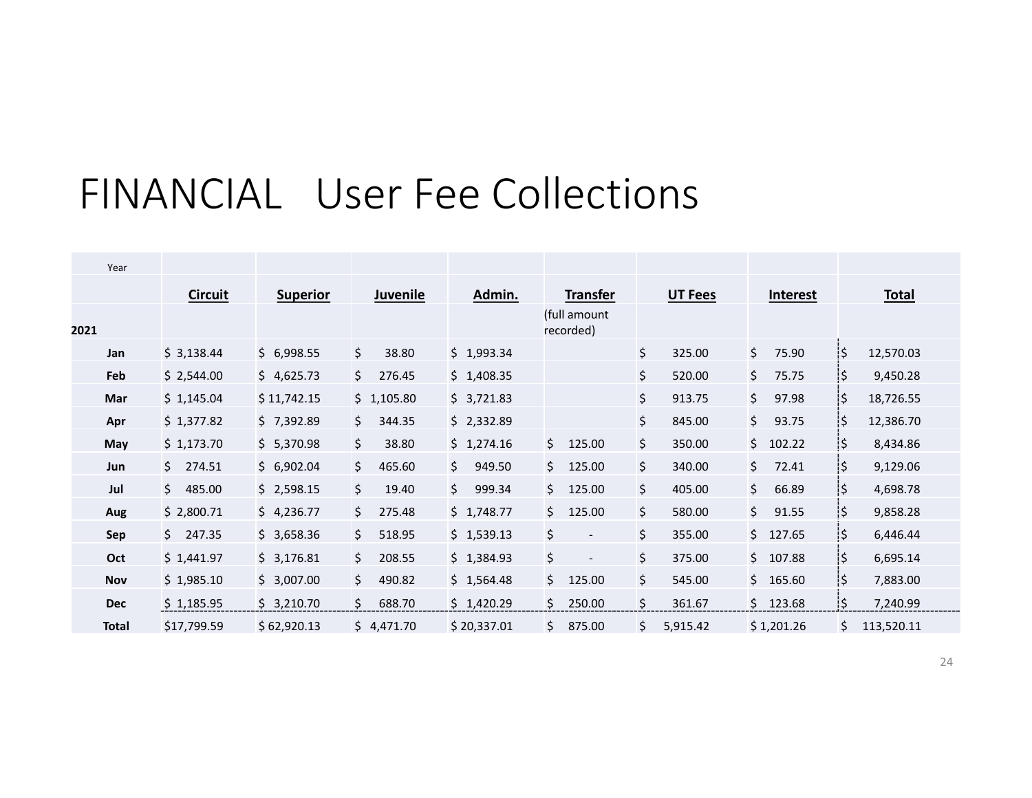# FINANCIAL User Fee Collections

| Year 2021 | Circuit | Superior | Juvenile | Admin. | Transfer (full amount recorded) | UT Fees | Interest | Total |
|---|---|---|---|---|---|---|---|---|
| Jan | $ 3,138.44 | $ 6,998.55 | $ 38.80 | $ 1,993.34 | | $ 325.00 | $ 75.90 | $ 12,570.03 |
| Feb | $ 2,544.00 | $ 4,625.73 | $ 276.45 | $ 1,408.35 | | $ 520.00 | $ 75.75 | $ 9,450.28 |
| Mar | $ 1,145.04 | $ 11,742.15 | $ 1,105.80 | $ 3,721.83 | | $ 913.75 | $ 97.98 | $ 18,726.55 |
| Apr | $ 1,377.82 | $ 7,392.89 | $ 344.35 | $ 2,332.89 | | $ 845.00 | $ 93.75 | $ 12,386.70 |
| May | $ 1,173.70 | $ 5,370.98 | $ 38.80 | $ 1,274.16 | $ 125.00 | $ 350.00 | $ 102.22 | $ 8,434.86 |
| Jun | $ 274.51 | $ 6,902.04 | $ 465.60 | $ 949.50 | $ 125.00 | $ 340.00 | $ 72.41 | $ 9,129.06 |
| Jul | $ 485.00 | $ 2,598.15 | $ 19.40 | $ 999.34 | $ 125.00 | $ 405.00 | $ 66.89 | $ 4,698.78 |
| Aug | $ 2,800.71 | $ 4,236.77 | $ 275.48 | $ 1,748.77 | $ 125.00 | $ 580.00 | $ 91.55 | $ 9,858.28 |
| Sep | $ 247.35 | $ 3,658.36 | $ 518.95 | $ 1,539.13 | $ - | $ 355.00 | $ 127.65 | $ 6,446.44 |
| Oct | $ 1,441.97 | $ 3,176.81 | $ 208.55 | $ 1,384.93 | $ - | $ 375.00 | $ 107.88 | $ 6,695.14 |
| Nov | $ 1,985.10 | $ 3,007.00 | $ 490.82 | $ 1,564.48 | $ 125.00 | $ 545.00 | $ 165.60 | $ 7,883.00 |
| Dec | $ 1,185.95 | $ 3,210.70 | $ 688.70 | $ 1,420.29 | $ 250.00 | $ 361.67 | $ 123.68 | $ 7,240.99 |
| Total | $17,799.59 | $ 62,920.13 | $ 4,471.70 | $ 20,337.01 | $ 875.00 | $ 5,915.42 | $ 1,201.26 | $ 113,520.11 |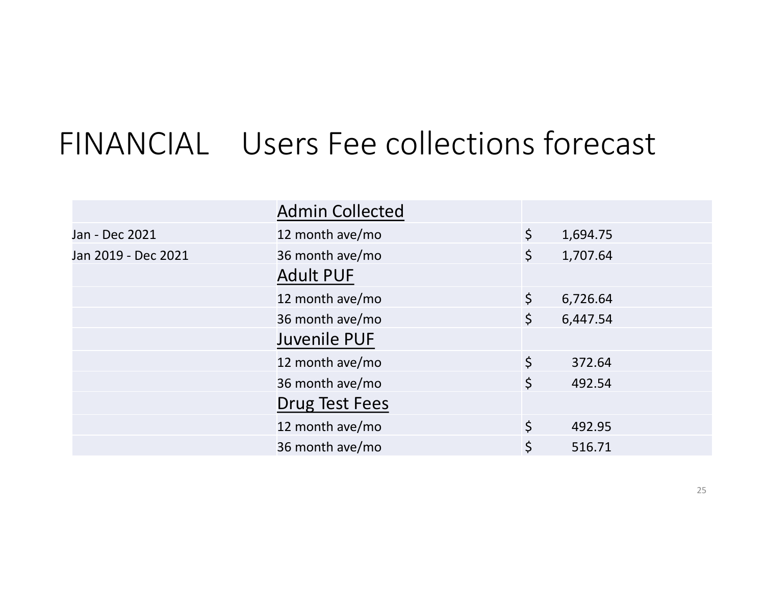# FINANCIAL Users Fee collections forecast

| | Admin Collected | |
|---|---|---|
| Jan - Dec 2021 | 12 month ave/mo | $ 1,694.75 |
| Jan 2019 - Dec 2021 | 36 month ave/mo | $ 1,707.64 |
| | Adult PUF | |
| | 12 month ave/mo | $ 6,726.64 |
| | 36 month ave/mo | $ 6,447.54 |
| | Juvenile PUF | |
| | 12 month ave/mo | $ 372.64 |
| | 36 month ave/mo | $ 492.54 |
| | Drug Test Fees | |
| | 12 month ave/mo | $ 492.95 |
| | 36 month ave/mo | $ 516.71 |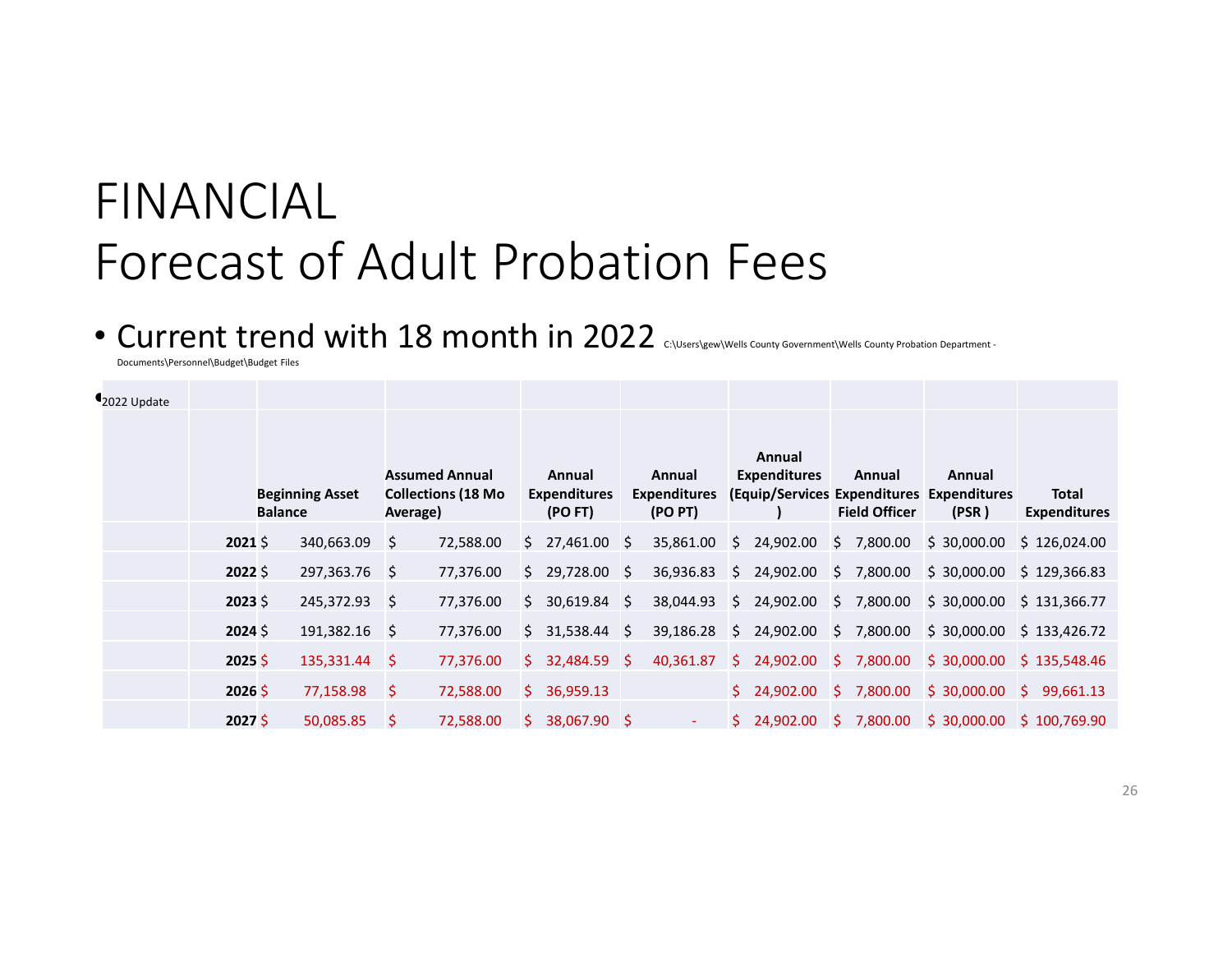# FINANCIAL
# Forecast of Adult Probation Fees

- Current trend with 18 month in 2022 C:\Users\gew\Wells County Government\Wells County Probation Department - Documents\Personnel\Budget\Budget Files

- 2022 Update

| | Beginning Asset Balance | Assumed Annual Collections (18 Mo Average) | Annual Expenditures (PO FT) | Annual Expenditures (PO PT) | Annual Expenditures (Equip/Services) | Annual Expenditures Field Officer | Annual Expenditures (PSR ) | Total Expenditures |
|---|---|---|---|---|---|---|---|---|
| **2021** | $ 340,663.09 | $ 72,588.00 | $ 27,461.00 | $ 35,861.00 | $ 24,902.00 | $ 7,800.00 | $ 30,000.00 | $ 126,024.00 |
| **2022** | $ 297,363.76 | $ 77,376.00 | $ 29,728.00 | $ 36,936.83 | $ 24,902.00 | $ 7,800.00 | $ 30,000.00 | $ 129,366.83 |
| **2023** | $ 245,372.93 | $ 77,376.00 | $ 30,619.84 | $ 38,044.93 | $ 24,902.00 | $ 7,800.00 | $ 30,000.00 | $ 131,366.77 |
| **2024** | $ 191,382.16 | $ 77,376.00 | $ 31,538.44 | $ 39,186.28 | $ 24,902.00 | $ 7,800.00 | $ 30,000.00 | $ 133,426.72 |
| **2025** | $ 135,331.44 | $ 77,376.00 | $ 32,484.59 | $ 40,361.87 | $ 24,902.00 | $ 7,800.00 | $ 30,000.00 | $ 135,548.46 |
| **2026** | $ 77,158.98 | $ 72,588.00 | $ 36,959.13 | | $ 24,902.00 | $ 7,800.00 | $ 30,000.00 | $ 99,661.13 |
| **2027** | $ 50,085.85 | $ 72,588.00 | $ 38,067.90 | $ - | $ 24,902.00 | $ 7,800.00 | $ 30,000.00 | $ 100,769.90 |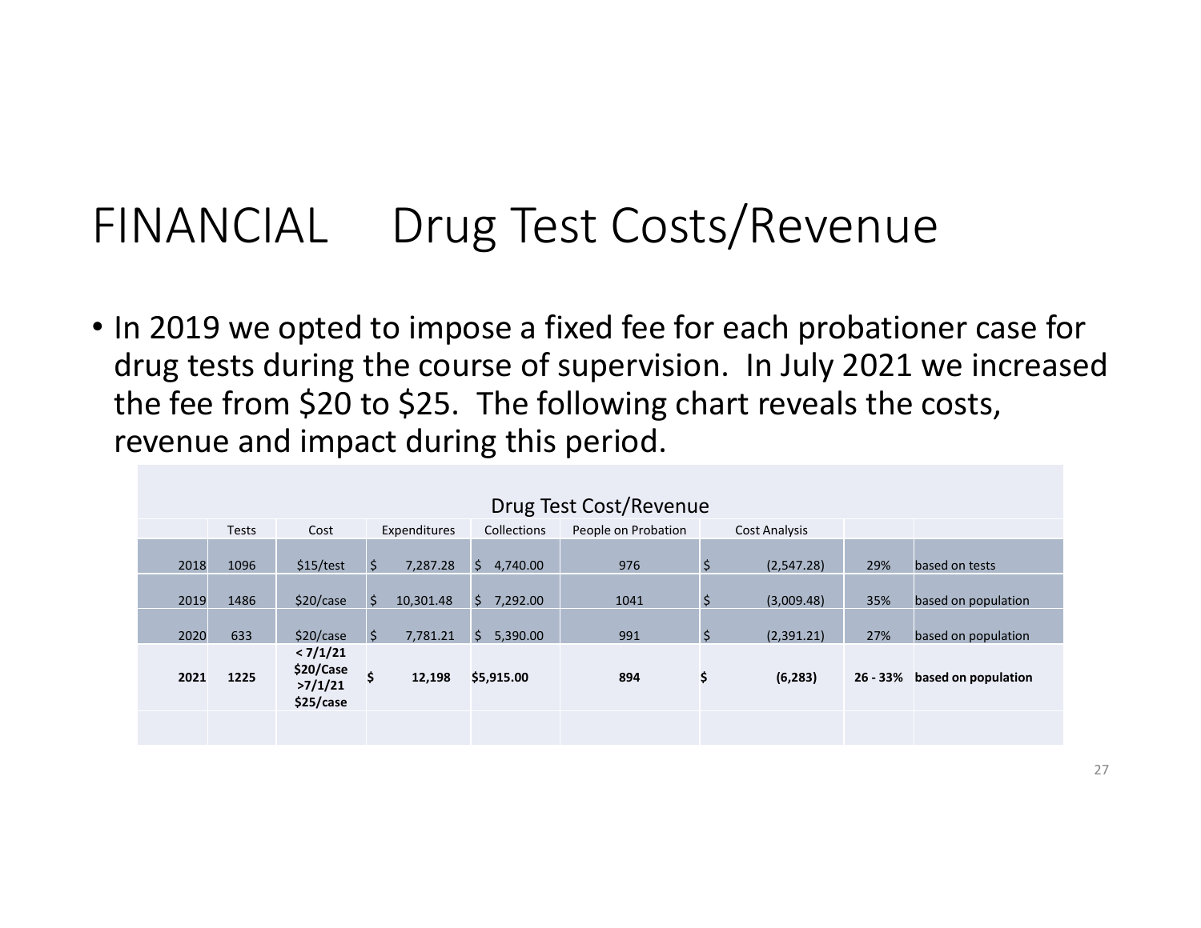# FINANCIAL Drug Test Costs/Revenue

- In 2019 we opted to impose a fixed fee for each probationer case for drug tests during the course of supervision. In July 2021 we increased the fee from $20 to $25. The following chart reveals the costs, revenue and impact during this period.

| Drug Test Cost/Revenue | | | | | | | | |
|---|---|---|---|---|---|---|---|---|
| | Tests | Cost | Expenditures | Collections | People on Probation | Cost Analysis | | |
| 2018 | 1096 | $15/test | $ 7,287.28 | $ 4,740.00 | 976 | $ (2,547.28) | 29% | based on tests |
| 2019 | 1486 | $20/case | $ 10,301.48 | $ 7,292.00 | 1041 | $ (3,009.48) | 35% | based on population |
| 2020 | 633 | $20/case | $ 7,781.21 | $ 5,390.00 | 991 | $ (2,391.21) | 27% | based on population |
| **2021** | **1225** | **< 7/1/21 $20/Case >7/1/21 $25/case** | **$ 12,198** | **$5,915.00** | **894** | **$ (6,283)** | **26 - 33%** | **based on population** |
| | | | | | | | | |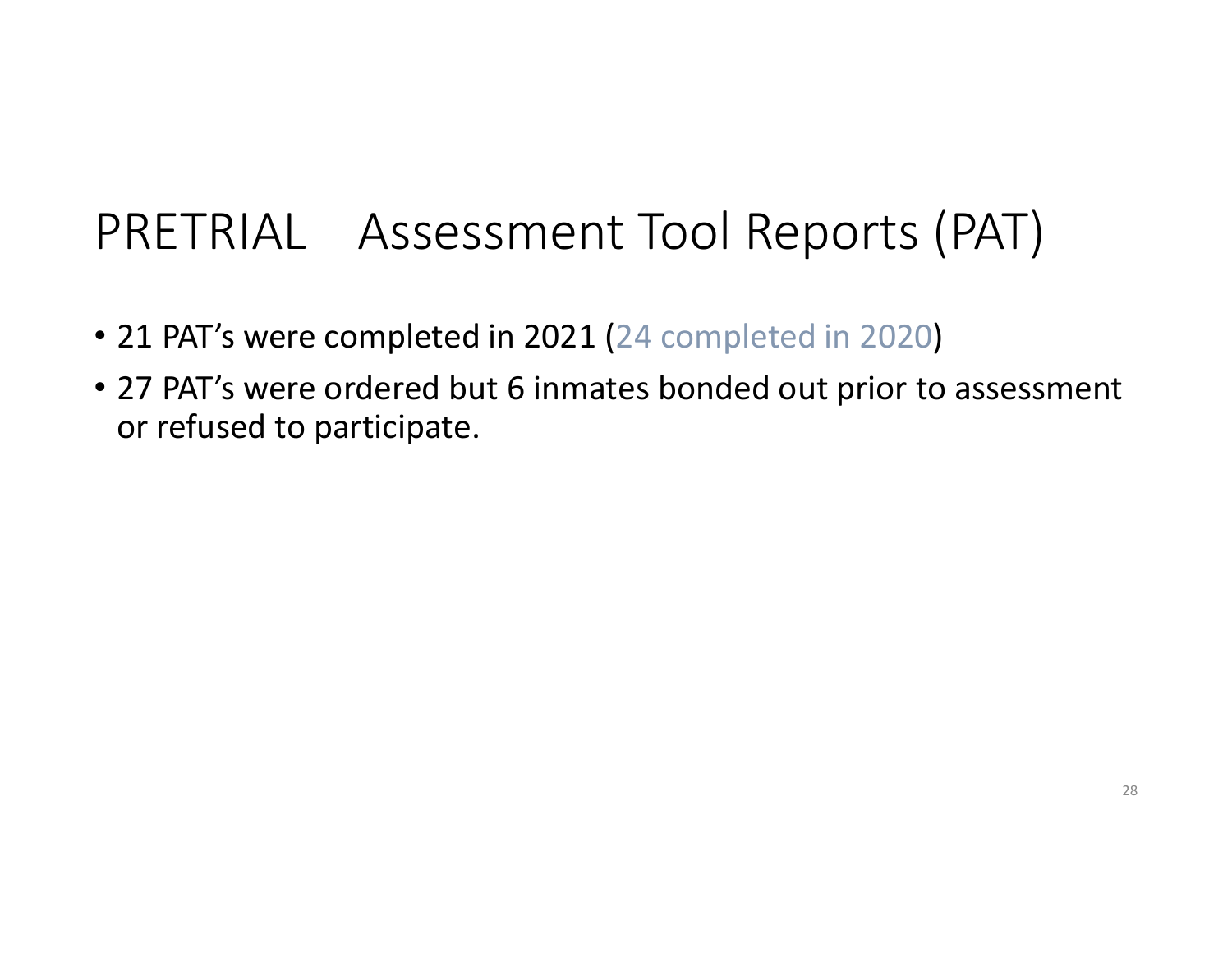# PRETRIAL Assessment Tool Reports (PAT)

- 21 PAT's were completed in 2021 (24 completed in 2020)
- 27 PAT's were ordered but 6 inmates bonded out prior to assessment or refused to participate.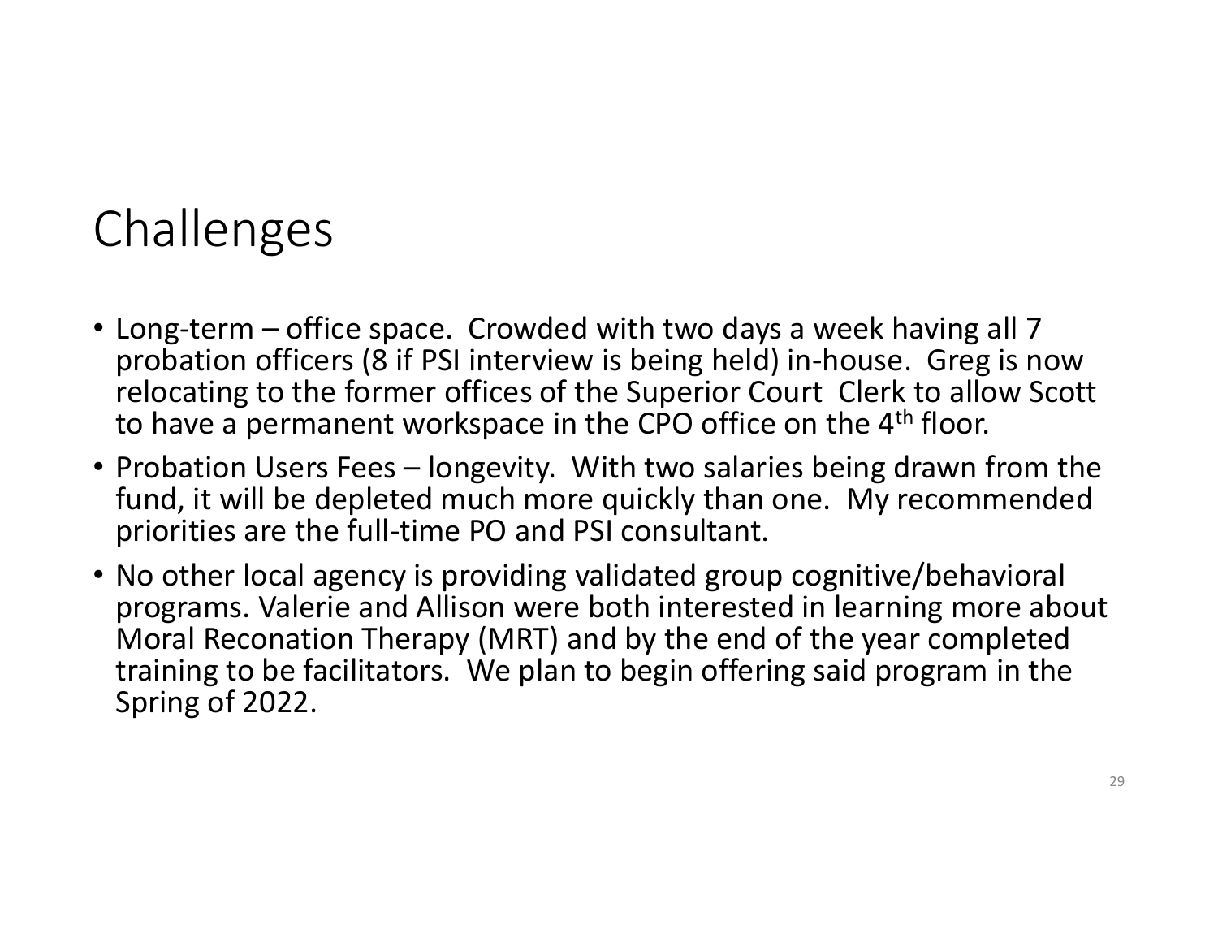# Challenges

- Long-term – office space. Crowded with two days a week having all 7 probation officers (8 if PSI interview is being held) in-house. Greg is now relocating to the former offices of the Superior Court Clerk to allow Scott to have a permanent workspace in the CPO office on the 4th floor.
- Probation Users Fees – longevity. With two salaries being drawn from the fund, it will be depleted much more quickly than one. My recommended priorities are the full-time PO and PSI consultant.
- No other local agency is providing validated group cognitive/behavioral programs. Valerie and Allison were both interested in learning more about Moral Reconation Therapy (MRT) and by the end of the year completed training to be facilitators. We plan to begin offering said program in the Spring of 2022.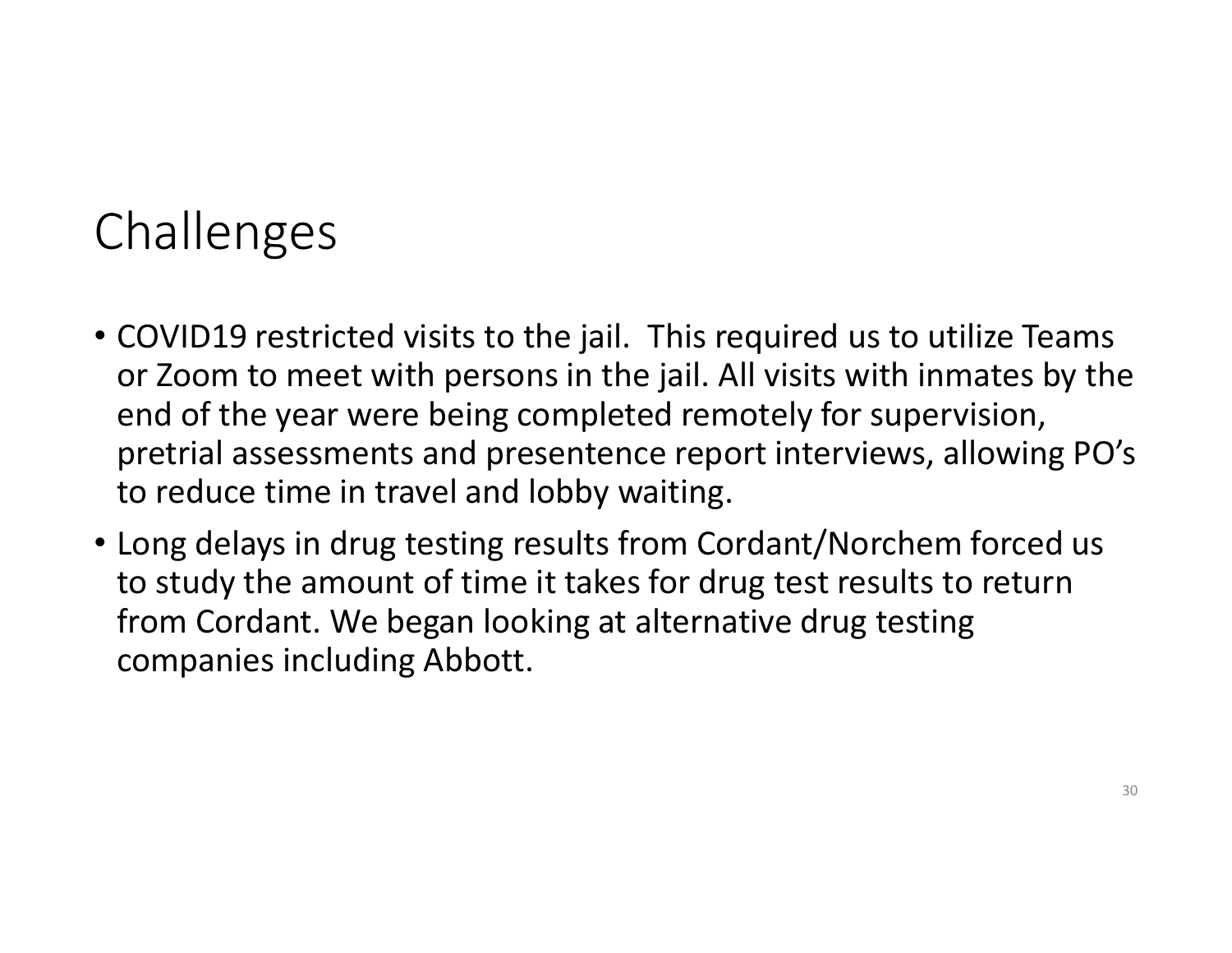# Challenges

- COVID19 restricted visits to the jail.  This required us to utilize Teams or Zoom to meet with persons in the jail. All visits with inmates by the end of the year were being completed remotely for supervision, pretrial assessments and presentence report interviews, allowing PO's to reduce time in travel and lobby waiting.
- Long delays in drug testing results from Cordant/Norchem forced us to study the amount of time it takes for drug test results to return from Cordant. We began looking at alternative drug testing companies including Abbott.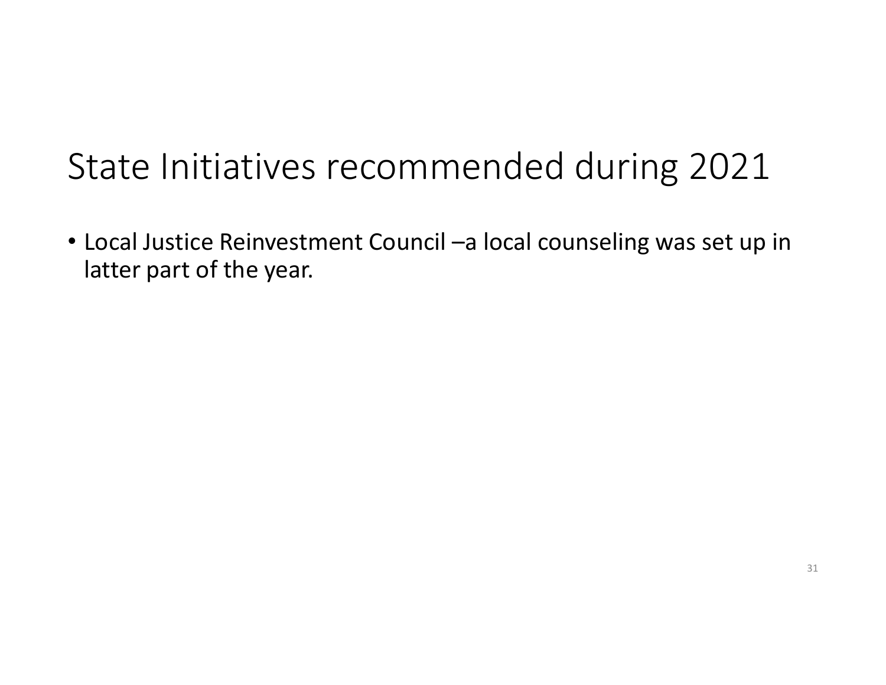# State Initiatives recommended during 2021

- Local Justice Reinvestment Council –a local counseling was set up in latter part of the year.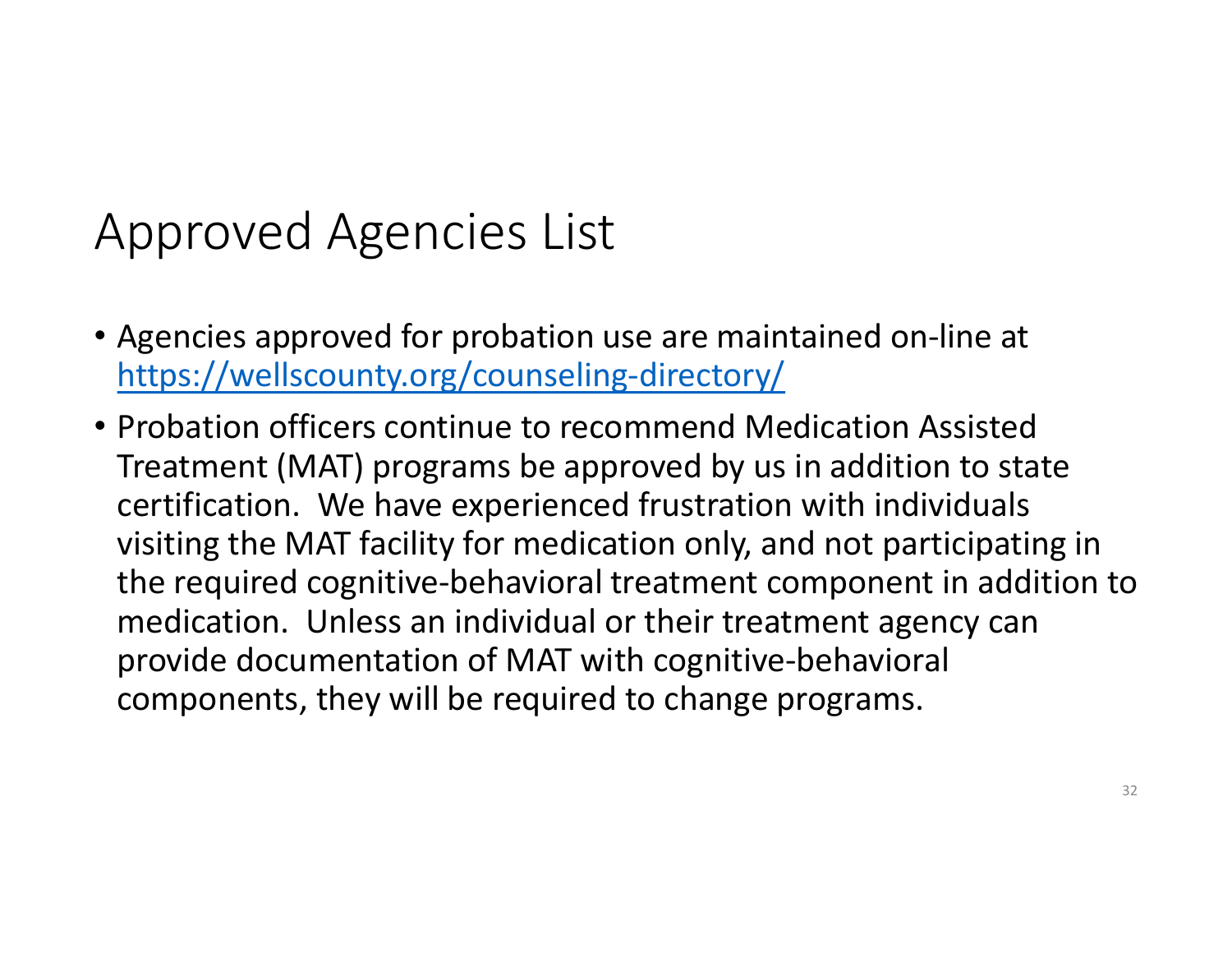# Approved Agencies List

- Agencies approved for probation use are maintained on-line at [https://wellscounty.org/counseling-directory/](https://wellscounty.org/counseling-directory/)
- Probation officers continue to recommend Medication Assisted Treatment (MAT) programs be approved by us in addition to state certification. We have experienced frustration with individuals visiting the MAT facility for medication only, and not participating in the required cognitive-behavioral treatment component in addition to medication. Unless an individual or their treatment agency can provide documentation of MAT with cognitive-behavioral components, they will be required to change programs.